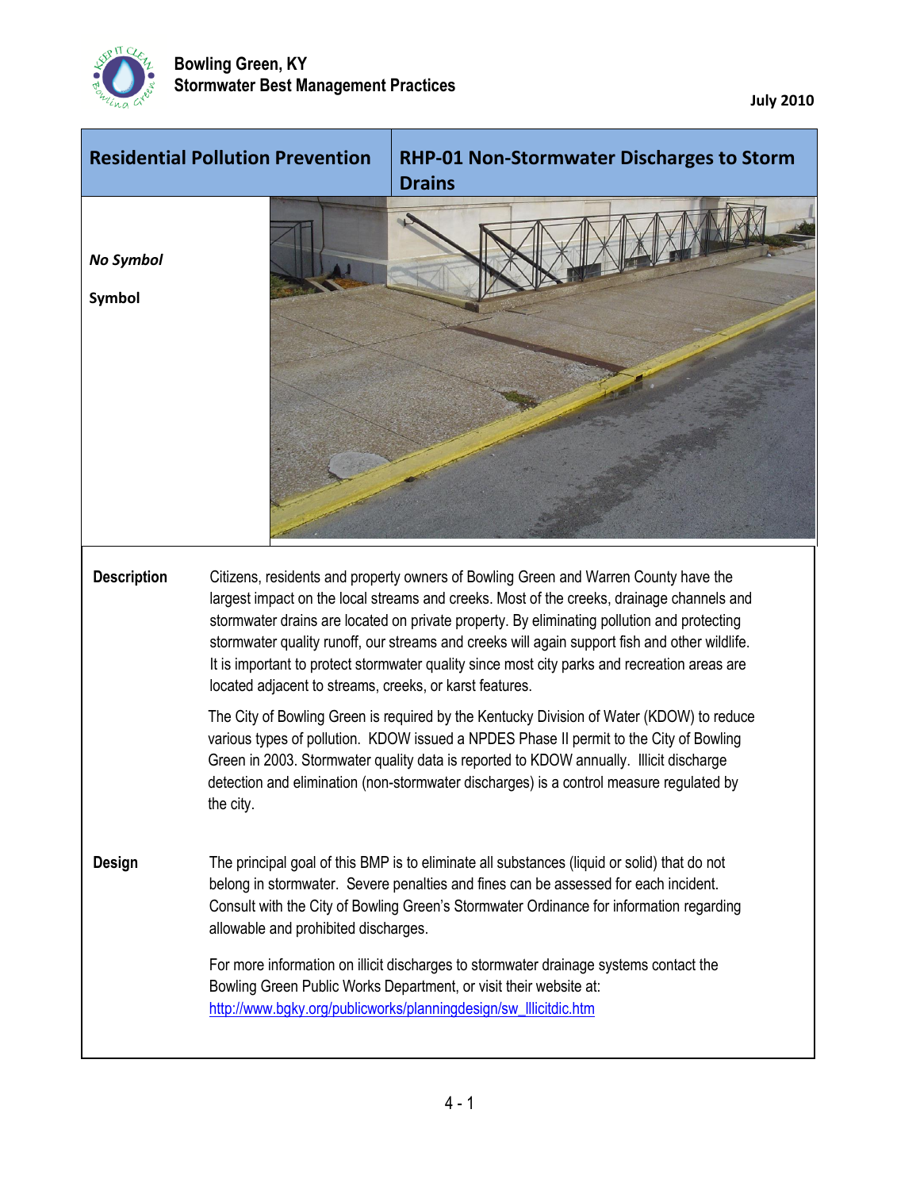Bowling Green, KY
Stormwater Best Management Practices

July 2010

# Residential Pollution Prevention

## RHP-01 Non-Stormwater Discharges to Storm Drains

***No Symbol***

**Symbol**

**Description**

Citizens, residents and property owners of Bowling Green and Warren County have the largest impact on the local streams and creeks. Most of the creeks, drainage channels and stormwater drains are located on private property. By eliminating pollution and protecting stormwater quality runoff, our streams and creeks will again support fish and other wildlife. It is important to protect stormwater quality since most city parks and recreation areas are located adjacent to streams, creeks, or karst features.

The City of Bowling Green is required by the Kentucky Division of Water (KDOW) to reduce various types of pollution. KDOW issued a NPDES Phase II permit to the City of Bowling Green in 2003. Stormwater quality data is reported to KDOW annually. Illicit discharge detection and elimination (non-stormwater discharges) is a control measure regulated by the city.

**Design**

The principal goal of this BMP is to eliminate all substances (liquid or solid) that do not belong in stormwater. Severe penalties and fines can be assessed for each incident. Consult with the City of Bowling Green's Stormwater Ordinance for information regarding allowable and prohibited discharges.

For more information on illicit discharges to stormwater drainage systems contact the Bowling Green Public Works Department, or visit their website at:
[http://www.bgky.org/publicworks/planningdesign/sw_Illicitdic.htm](http://www.bgky.org/publicworks/planningdesign/sw_Illicitdic.htm)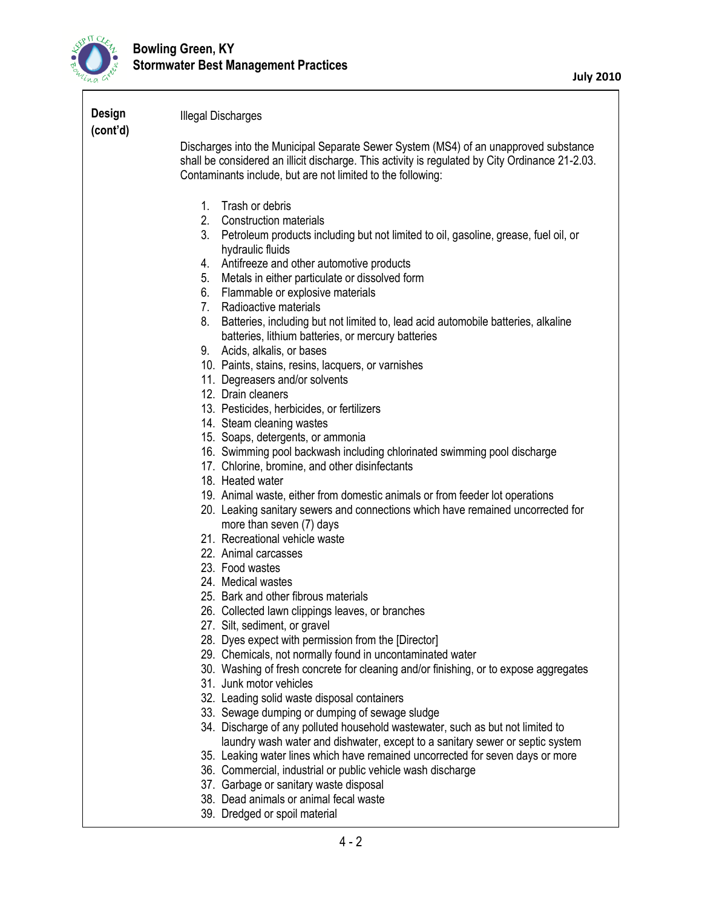**Design (cont'd)**

Illegal Discharges

Discharges into the Municipal Separate Sewer System (MS4) of an unapproved substance shall be considered an illicit discharge. This activity is regulated by City Ordinance 21-2.03. Contaminants include, but are not limited to the following:

1. Trash or debris
2. Construction materials
3. Petroleum products including but not limited to oil, gasoline, grease, fuel oil, or hydraulic fluids
4. Antifreeze and other automotive products
5. Metals in either particulate or dissolved form
6. Flammable or explosive materials
7. Radioactive materials
8. Batteries, including but not limited to, lead acid automobile batteries, alkaline batteries, lithium batteries, or mercury batteries
9. Acids, alkalis, or bases
10. Paints, stains, resins, lacquers, or varnishes
11. Degreasers and/or solvents
12. Drain cleaners
13. Pesticides, herbicides, or fertilizers
14. Steam cleaning wastes
15. Soaps, detergents, or ammonia
16. Swimming pool backwash including chlorinated swimming pool discharge
17. Chlorine, bromine, and other disinfectants
18. Heated water
19. Animal waste, either from domestic animals or from feeder lot operations
20. Leaking sanitary sewers and connections which have remained uncorrected for more than seven (7) days
21. Recreational vehicle waste
22. Animal carcasses
23. Food wastes
24. Medical wastes
25. Bark and other fibrous materials
26. Collected lawn clippings leaves, or branches
27. Silt, sediment, or gravel
28. Dyes expect with permission from the [Director]
29. Chemicals, not normally found in uncontaminated water
30. Washing of fresh concrete for cleaning and/or finishing, or to expose aggregates
31. Junk motor vehicles
32. Leading solid waste disposal containers
33. Sewage dumping or dumping of sewage sludge
34. Discharge of any polluted household wastewater, such as but not limited to laundry wash water and dishwater, except to a sanitary sewer or septic system
35. Leaking water lines which have remained uncorrected for seven days or more
36. Commercial, industrial or public vehicle wash discharge
37. Garbage or sanitary waste disposal
38. Dead animals or animal fecal waste
39. Dredged or spoil material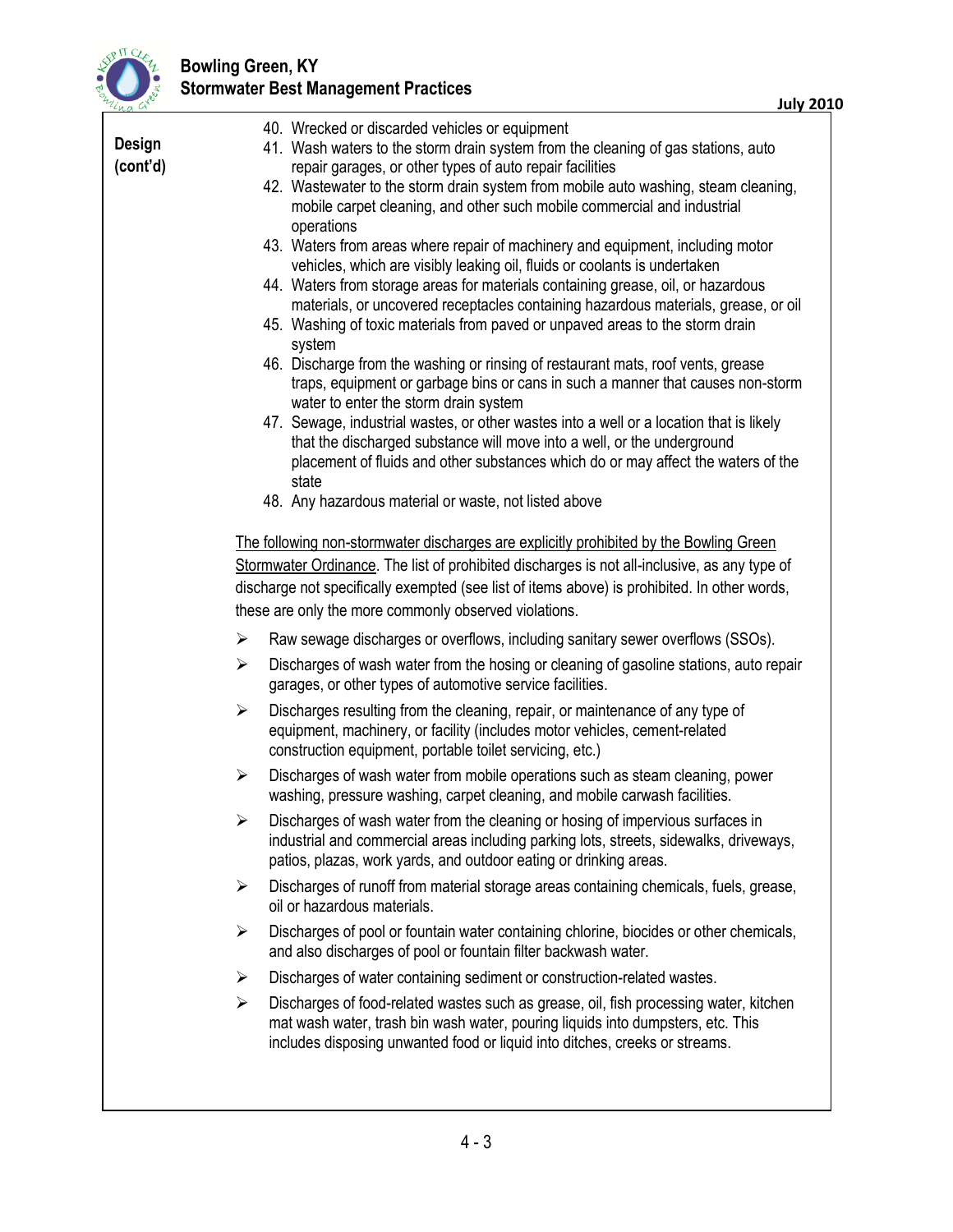**Design (cont'd)**

40. Wrecked or discarded vehicles or equipment
41. Wash waters to the storm drain system from the cleaning of gas stations, auto repair garages, or other types of auto repair facilities
42. Wastewater to the storm drain system from mobile auto washing, steam cleaning, mobile carpet cleaning, and other such mobile commercial and industrial operations
43. Waters from areas where repair of machinery and equipment, including motor vehicles, which are visibly leaking oil, fluids or coolants is undertaken
44. Waters from storage areas for materials containing grease, oil, or hazardous materials, or uncovered receptacles containing hazardous materials, grease, or oil
45. Washing of toxic materials from paved or unpaved areas to the storm drain system
46. Discharge from the washing or rinsing of restaurant mats, roof vents, grease traps, equipment or garbage bins or cans in such a manner that causes non-storm water to enter the storm drain system
47. Sewage, industrial wastes, or other wastes into a well or a location that is likely that the discharged substance will move into a well, or the underground placement of fluids and other substances which do or may affect the waters of the state
48. Any hazardous material or waste, not listed above

The following non-stormwater discharges are explicitly prohibited by the Bowling Green Stormwater Ordinance. The list of prohibited discharges is not all-inclusive, as any type of discharge not specifically exempted (see list of items above) is prohibited. In other words, these are only the more commonly observed violations.

- Raw sewage discharges or overflows, including sanitary sewer overflows (SSOs).
- Discharges of wash water from the hosing or cleaning of gasoline stations, auto repair garages, or other types of automotive service facilities.
- Discharges resulting from the cleaning, repair, or maintenance of any type of equipment, machinery, or facility (includes motor vehicles, cement-related construction equipment, portable toilet servicing, etc.)
- Discharges of wash water from mobile operations such as steam cleaning, power washing, pressure washing, carpet cleaning, and mobile carwash facilities.
- Discharges of wash water from the cleaning or hosing of impervious surfaces in industrial and commercial areas including parking lots, streets, sidewalks, driveways, patios, plazas, work yards, and outdoor eating or drinking areas.
- Discharges of runoff from material storage areas containing chemicals, fuels, grease, oil or hazardous materials.
- Discharges of pool or fountain water containing chlorine, biocides or other chemicals, and also discharges of pool or fountain filter backwash water.
- Discharges of water containing sediment or construction-related wastes.
- Discharges of food-related wastes such as grease, oil, fish processing water, kitchen mat wash water, trash bin wash water, pouring liquids into dumpsters, etc. This includes disposing unwanted food or liquid into ditches, creeks or streams.